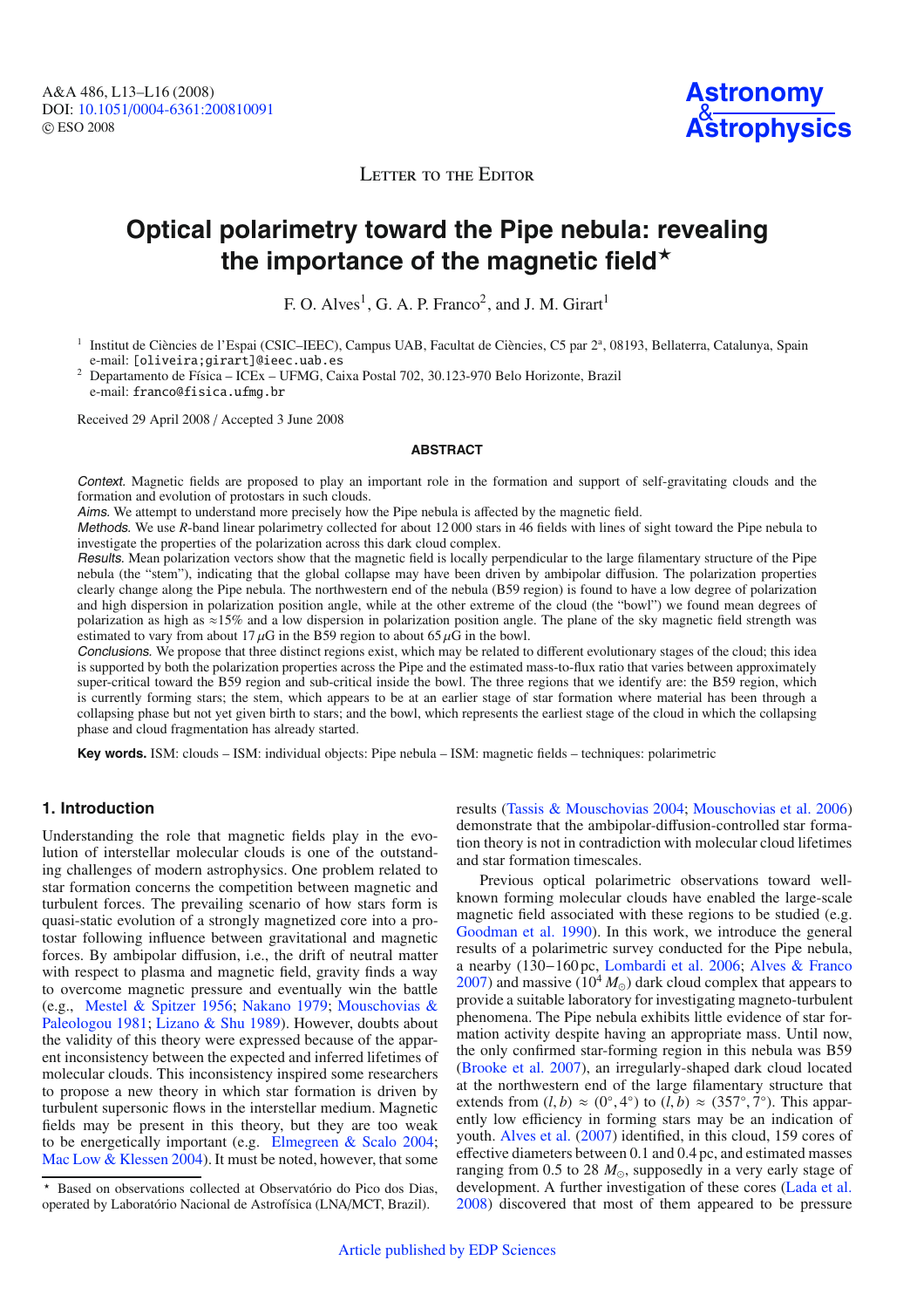Letter to the Editor

# Optical polarimetry toward the Pipe nebula: revealing the importance of the magnetic field*

F. O. Alves[1], G. A. P. Franco[2], and J. M. Girart[1]

[1] Institut de Ciències de l'Espai (CSIC–IEEC), Campus UAB, Facultat de Ciències, C5 par 2ª, 08193, Bellaterra, Catalunya, Spain
e-mail: [oliveira;girart]@ieec.uab.es

[2] Departamento de Física – ICEx – UFMG, Caixa Postal 702, 30.123-970 Belo Horizonte, Brazil
e-mail: franco@fisica.ufmg.br

Received 29 April 2008 / Accepted 3 June 2008

## ABSTRACT

*Context.* Magnetic fields are proposed to play an important role in the formation and support of self-gravitating clouds and the formation and evolution of protostars in such clouds.

*Aims.* We attempt to understand more precisely how the Pipe nebula is affected by the magnetic field.

*Methods.* We use *R*-band linear polarimetry collected for about 12 000 stars in 46 fields with lines of sight toward the Pipe nebula to investigate the properties of the polarization across this dark cloud complex.

*Results.* Mean polarization vectors show that the magnetic field is locally perpendicular to the large filamentary structure of the Pipe nebula (the "stem"), indicating that the global collapse may have been driven by ambipolar diffusion. The polarization properties clearly change along the Pipe nebula. The northwestern end of the nebula (B59 region) is found to have a low degree of polarization and high dispersion in polarization position angle, while at the other extreme of the cloud (the "bowl") we found mean degrees of polarization as high as ≈15% and a low dispersion in polarization position angle. The plane of the sky magnetic field strength was estimated to vary from about 17 $\mu$G in the B59 region to about 65 $\mu$G in the bowl.

*Conclusions.* We propose that three distinct regions exist, which may be related to different evolutionary stages of the cloud; this idea is supported by both the polarization properties across the Pipe and the estimated mass-to-flux ratio that varies between approximately super-critical toward the B59 region and sub-critical inside the bowl. The three regions that we identify are: the B59 region, which is currently forming stars; the stem, which appears to be at an earlier stage of star formation where material has been through a collapsing phase but not yet given birth to stars; and the bowl, which represents the earliest stage of the cloud in which the collapsing phase and cloud fragmentation has already started.

**Key words.** ISM: clouds – ISM: individual objects: Pipe nebula – ISM: magnetic fields – techniques: polarimetric

## 1. Introduction

Understanding the role that magnetic fields play in the evolution of interstellar molecular clouds is one of the outstanding challenges of modern astrophysics. One problem related to star formation concerns the competition between magnetic and turbulent forces. The prevailing scenario of how stars form is quasi-static evolution of a strongly magnetized core into a protostar following influence between gravitational and magnetic forces. By ambipolar diffusion, i.e., the drift of neutral matter with respect to plasma and magnetic field, gravity finds a way to overcome magnetic pressure and eventually win the battle (e.g., Mestel & Spitzer 1956; Nakano 1979; Mouschovias & Paleologou 1981; Lizano & Shu 1989). However, doubts about the validity of this theory were expressed because of the apparent inconsistency between the expected and inferred lifetimes of molecular clouds. This inconsistency inspired some researchers to propose a new theory in which star formation is driven by turbulent supersonic flows in the interstellar medium. Magnetic fields may be present in this theory, but they are too weak to be energetically important (e.g. Elmegreen & Scalo 2004; Mac Low & Klessen 2004). It must be noted, however, that some results (Tassis & Mouschovias 2004; Mouschovias et al. 2006) demonstrate that the ambipolar-diffusion-controlled star formation theory is not in contradiction with molecular cloud lifetimes and star formation timescales.

Previous optical polarimetric observations toward well-known forming molecular clouds have enabled the large-scale magnetic field associated with these regions to be studied (e.g. Goodman et al. 1990). In this work, we introduce the general results of a polarimetric survey conducted for the Pipe nebula, a nearby (130−160 pc, Lombardi et al. 2006; Alves & Franco 2007) and massive ($10^4\,M_\odot$) dark cloud complex that appears to provide a suitable laboratory for investigating magneto-turbulent phenomena. The Pipe nebula exhibits little evidence of star formation activity despite having an appropriate mass. Until now, the only confirmed star-forming region in this nebula was B59 (Brooke et al. 2007), an irregularly-shaped dark cloud located at the northwestern end of the large filamentary structure that extends from $(l, b) \approx (0°, 4°)$ to $(l, b) \approx (357°, 7°)$. This apparently low efficiency in forming stars may be an indication of youth. Alves et al. (2007) identified, in this cloud, 159 cores of effective diameters between 0.1 and 0.4 pc, and estimated masses ranging from 0.5 to 28 $M_\odot$, supposedly in a very early stage of development. A further investigation of these cores (Lada et al. 2008) discovered that most of them appeared to be pressure

---

* Based on observations collected at Observatório do Pico dos Dias, operated by Laboratório Nacional de Astrofísica (LNA/MCT, Brazil).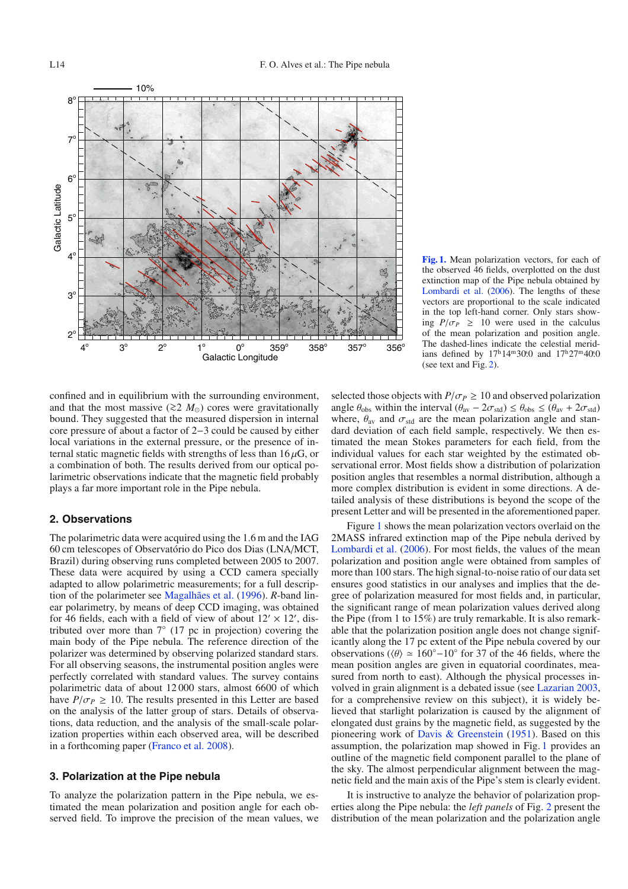**Fig. 1.** Mean polarization vectors, for each of the observed 46 fields, overplotted on the dust extinction map of the Pipe nebula obtained by Lombardi et al. (2006). The lengths of these vectors are proportional to the scale indicated in the top left-hand corner. Only stars showing $P/\sigma_P \geq 10$ were used in the calculus of the mean polarization and position angle. The dashed-lines indicate the celestial meridians defined by $17^h14^m30\overset{s}{.}0$ and $17^h27^m40\overset{s}{.}0$ (see text and Fig. 2).

confined and in equilibrium with the surrounding environment, and that the most massive ($\gtrsim 2\ M_\odot$) cores were gravitationally bound. They suggested that the measured dispersion in internal core pressure of about a factor of 2−3 could be caused by either local variations in the external pressure, or the presence of internal static magnetic fields with strengths of less than 16 $\mu$G, or a combination of both. The results derived from our optical polarimetric observations indicate that the magnetic field probably plays a far more important role in the Pipe nebula.

## 2. Observations

The polarimetric data were acquired using the 1.6 m and the IAG 60 cm telescopes of Observatório do Pico dos Dias (LNA/MCT, Brazil) during observing runs completed between 2005 to 2007. These data were acquired by using a CCD camera specially adapted to allow polarimetric measurements; for a full description of the polarimeter see Magalhães et al. (1996). *R*-band linear polarimetry, by means of deep CCD imaging, was obtained for 46 fields, each with a field of view of about $12' \times 12'$, distributed over more than 7° (17 pc in projection) covering the main body of the Pipe nebula. The reference direction of the polarizer was determined by observing polarized standard stars. For all observing seasons, the instrumental position angles were perfectly correlated with standard values. The survey contains polarimetric data of about 12 000 stars, almost 6600 of which have $P/\sigma_P \geq 10$. The results presented in this Letter are based on the analysis of the latter group of stars. Details of observations, data reduction, and the analysis of the small-scale polarization properties within each observed area, will be described in a forthcoming paper (Franco et al. 2008).

## 3. Polarization at the Pipe nebula

To analyze the polarization pattern in the Pipe nebula, we estimated the mean polarization and position angle for each observed field. To improve the precision of the mean values, we selected those objects with $P/\sigma_P \geq 10$ and observed polarization angle $\theta_{\rm obs}$ within the interval $(\theta_{\rm av} - 2\sigma_{\rm std}) \leq \theta_{\rm obs} \leq (\theta_{\rm av} + 2\sigma_{\rm std})$ where, $\theta_{\rm av}$ and $\sigma_{\rm std}$ are the mean polarization angle and standard deviation of each field sample, respectively. We then estimated the mean Stokes parameters for each field, from the individual values for each star weighted by the estimated observational error. Most fields show a distribution of polarization position angles that resembles a normal distribution, although a more complex distribution is evident in some directions. A detailed analysis of these distributions is beyond the scope of the present Letter and will be presented in the aforementioned paper.

Figure 1 shows the mean polarization vectors overlaid on the 2MASS infrared extinction map of the Pipe nebula derived by Lombardi et al. (2006). For most fields, the values of the mean polarization and position angle were obtained from samples of more than 100 stars. The high signal-to-noise ratio of our data set ensures good statistics in our analyses and implies that the degree of polarization measured for most fields and, in particular, the significant range of mean polarization values derived along the Pipe (from 1 to 15%) are truly remarkable. It is also remarkable that the polarization position angle does not change significantly along the 17 pc extent of the Pipe nebula covered by our observations ($\langle\theta\rangle \simeq 160°-10°$ for 37 of the 46 fields, where the mean position angles are given in equatorial coordinates, measured from north to east). Although the physical processes involved in grain alignment is a debated issue (see Lazarian 2003, for a comprehensive review on this subject), it is widely believed that starlight polarization is caused by the alignment of elongated dust grains by the magnetic field, as suggested by the pioneering work of Davis & Greenstein (1951). Based on this assumption, the polarization map showed in Fig. 1 provides an outline of the magnetic field component parallel to the plane of the sky. The almost perpendicular alignment between the magnetic field and the main axis of the Pipe's stem is clearly evident.

It is instructive to analyze the behavior of polarization properties along the Pipe nebula: the *left panels* of Fig. 2 present the distribution of the mean polarization and the polarization angle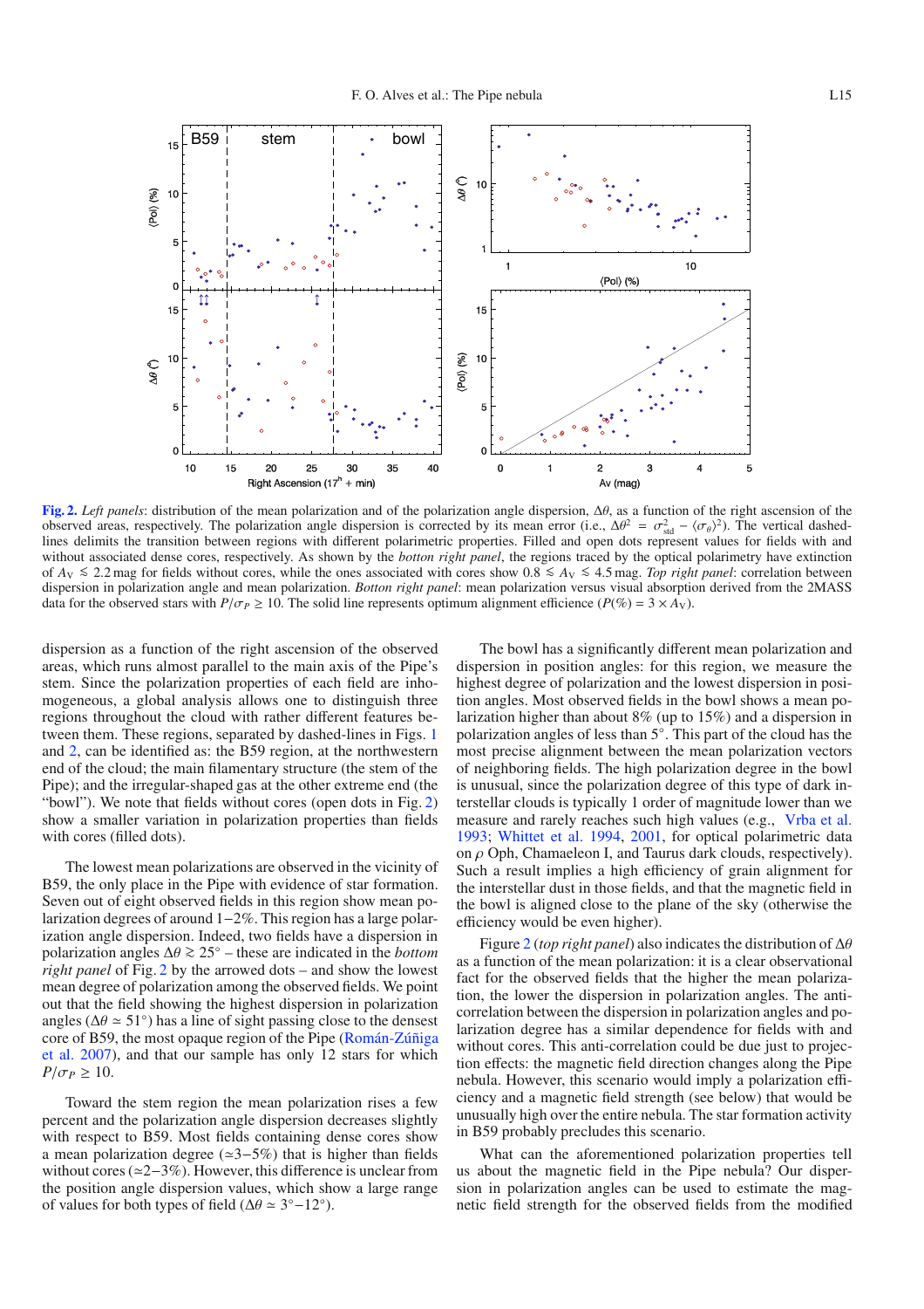**Fig. 2.** *Left panels*: distribution of the mean polarization and of the polarization angle dispersion, $\Delta\theta$, as a function of the right ascension of the observed areas, respectively. The polarization angle dispersion is corrected by its mean error (i.e., $\Delta\theta^2 = \sigma_{\rm std}^2 - \langle\sigma_\theta\rangle^2$). The vertical dashed-lines delimits the transition between regions with different polarimetric properties. Filled and open dots represent values for fields with and without associated dense cores, respectively. As shown by the *botton right panel*, the regions traced by the optical polarimetry have extinction of $A_{\rm V} \lesssim 2.2$ mag for fields without cores, while the ones associated with cores show $0.8 \lesssim A_{\rm V} \lesssim 4.5$ mag. *Top right panel*: correlation between dispersion in polarization angle and mean polarization. *Botton right panel*: mean polarization versus visual absorption derived from the 2MASS data for the observed stars with $P/\sigma_P \geq 10$. The solid line represents optimum alignment efficience ($P(\%) = 3 \times A_{\rm V}$).

dispersion as a function of the right ascension of the observed areas, which runs almost parallel to the main axis of the Pipe's stem. Since the polarization properties of each field are inhomogeneous, a global analysis allows one to distinguish three regions throughout the cloud with rather different features between them. These regions, separated by dashed-lines in Figs. 1 and 2, can be identified as: the B59 region, at the northwestern end of the cloud; the main filamentary structure (the stem of the Pipe); and the irregular-shaped gas at the other extreme end (the "bowl"). We note that fields without cores (open dots in Fig. 2) show a smaller variation in polarization properties than fields with cores (filled dots).

The lowest mean polarizations are observed in the vicinity of B59, the only place in the Pipe with evidence of star formation. Seven out of eight observed fields in this region show mean polarization degrees of around 1−2%. This region has a large polarization angle dispersion. Indeed, two fields have a dispersion in polarization angles $\Delta\theta \gtrsim 25°$ – these are indicated in the *bottom right panel* of Fig. 2 by the arrowed dots – and show the lowest mean degree of polarization among the observed fields. We point out that the field showing the highest dispersion in polarization angles ($\Delta\theta \simeq 51°$) has a line of sight passing close to the densest core of B59, the most opaque region of the Pipe (Román-Zúñiga et al. 2007), and that our sample has only 12 stars for which $P/\sigma_P \geq 10$.

Toward the stem region the mean polarization rises a few percent and the polarization angle dispersion decreases slightly with respect to B59. Most fields containing dense cores show a mean polarization degree (≃3−5%) that is higher than fields without cores (≃2−3%). However, this difference is unclear from the position angle dispersion values, which show a large range of values for both types of field ($\Delta\theta \simeq 3°−12°$).

The bowl has a significantly different mean polarization and dispersion in position angles: for this region, we measure the highest degree of polarization and the lowest dispersion in position angles. Most observed fields in the bowl shows a mean polarization higher than about 8% (up to 15%) and a dispersion in polarization angles of less than 5°. This part of the cloud has the most precise alignment between the mean polarization vectors of neighboring fields. The high polarization degree in the bowl is unusual, since the polarization degree of this type of dark interstellar clouds is typically 1 order of magnitude lower than we measure and rarely reaches such high values (e.g., Vrba et al. 1993; Whittet et al. 1994, 2001, for optical polarimetric data on $\rho$ Oph, Chamaeleon I, and Taurus dark clouds, respectively). Such a result implies a high efficiency of grain alignment for the interstellar dust in those fields, and that the magnetic field in the bowl is aligned close to the plane of the sky (otherwise the efficiency would be even higher).

Figure 2 (*top right panel*) also indicates the distribution of $\Delta\theta$ as a function of the mean polarization: it is a clear observational fact for the observed fields that the higher the mean polarization, the lower the dispersion in polarization angles. The anti-correlation between the dispersion in polarization angles and polarization degree has a similar dependence for fields with and without cores. This anti-correlation could be due just to projection effects: the magnetic field direction changes along the Pipe nebula. However, this scenario would imply a polarization efficiency and a magnetic field strength (see below) that would be unusually high over the entire nebula. The star formation activity in B59 probably precludes this scenario.

What can the aforementioned polarization properties tell us about the magnetic field in the Pipe nebula? Our dispersion in polarization angles can be used to estimate the magnetic field strength for the observed fields from the modified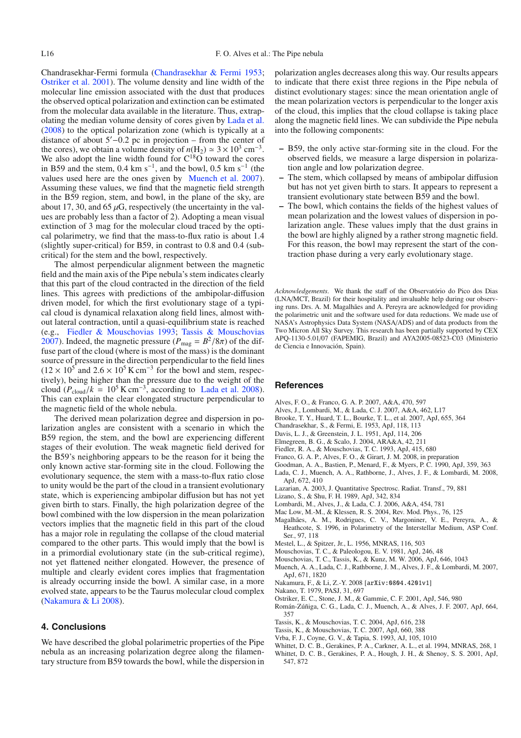Chandrasekhar-Fermi formula (Chandrasekhar & Fermi 1953; Ostriker et al. 2001). The volume density and line width of the molecular line emission associated with the dust that produces the observed optical polarization and extinction can be estimated from the molecular data available in the literature. Thus, extrapolating the median volume density of cores given by Lada et al. (2008) to the optical polarization zone (which is typically at a distance of about 5′−0.2 pc in projection – from the center of the cores), we obtain a volume density of $n(\mathrm{H_2}) \simeq 3 \times 10^3$ cm$^{-3}$. We also adopt the line width found for $\mathrm{C^{18}O}$ toward the cores in B59 and the stem, 0.4 km s$^{-1}$, and the bowl, 0.5 km s$^{-1}$ (the values used here are the ones given by Muench et al. 2007). Assuming these values, we find that the magnetic field strength in the B59 region, stem, and bowl, in the plane of the sky, are about 17, 30, and 65 $\mu$G, respectively (the uncertainty in the values are probably less than a factor of 2). Adopting a mean visual extinction of 3 mag for the molecular cloud traced by the optical polarimetry, we find that the mass-to-flux ratio is about 1.4 (slightly super-critical) for B59, in contrast to 0.8 and 0.4 (sub-critical) for the stem and the bowl, respectively.

The almost perpendicular alignment between the magnetic field and the main axis of the Pipe nebula's stem indicates clearly that this part of the cloud contracted in the direction of the field lines. This agrees with predictions of the ambipolar-diffusion driven model, for which the first evolutionary stage of a typical cloud is dynamical relaxation along field lines, almost without lateral contraction, until a quasi-equilibrium state is reached (e.g., Fiedler & Mouschovias 1993; Tassis & Mouschovias 2007). Indeed, the magnetic pressure ($P_{\mathrm{mag}} = B^2/8\pi$) of the diffuse part of the cloud (where is most of the mass) is the dominant source of pressure in the direction perpendicular to the field lines ($12 \times 10^5$ and $2.6 \times 10^5$ K cm$^{-3}$ for the bowl and stem, respectively), being higher than the pressure due to the weight of the cloud ($P_{\mathrm{cloud}}/k = 10^5$ K cm$^{-3}$, according to Lada et al. 2008). This can explain the clear elongated structure perpendicular to the magnetic field of the whole nebula.

The derived mean polarization degree and dispersion in polarization angles are consistent with a scenario in which the B59 region, the stem, and the bowl are experiencing different stages of their evolution. The weak magnetic field derived for the B59's neighboring appears to be the reason for it being the only known active star-forming site in the cloud. Following the evolutionary sequence, the stem with a mass-to-flux ratio close to unity would be the part of the cloud in a transient evolutionary state, which is experiencing ambipolar diffusion but has not yet given birth to stars. Finally, the high polarization degree of the bowl combined with the low dispersion in the mean polarization vectors implies that the magnetic field in this part of the cloud has a major role in regulating the collapse of the cloud material compared to the other parts. This would imply that the bowl is in a primordial evolutionary state (in the sub-critical regime), not yet flattened neither elongated. However, the presence of multiple and clearly evident cores implies that fragmentation is already occurring inside the bowl. A similar case, in a more evolved state, appears to be the Taurus molecular cloud complex (Nakamura & Li 2008).

## 4. Conclusions

We have described the global polarimetric properties of the Pipe nebula as an increasing polarization degree along the filamentary structure from B59 towards the bowl, while the dispersion in polarization angles decreases along this way. Our results appears to indicate that there exist three regions in the Pipe nebula of distinct evolutionary stages: since the mean orientation angle of the mean polarization vectors is perpendicular to the longer axis of the cloud, this implies that the cloud collapse is taking place along the magnetic field lines. We can subdivide the Pipe nebula into the following components:

- B59, the only active star-forming site in the cloud. For the observed fields, we measure a large dispersion in polarization angle and low polarization degree.
- The stem, which collapsed by means of ambipolar diffusion but has not yet given birth to stars. It appears to represent a transient evolutionary state between B59 and the bowl.
- The bowl, which contains the fields of the highest values of mean polarization and the lowest values of dispersion in polarization angle. These values imply that the dust grains in the bowl are highly aligned by a rather strong magnetic field. For this reason, the bowl may represent the start of the contraction phase during a very early evolutionary stage.

*Acknowledgements.* We thank the staff of the Observatório do Pico dos Dias (LNA/MCT, Brazil) for their hospitality and invaluable help during our observing runs. Drs. A. M. Magalhães and A. Pereyra are acknowledged for providing the polarimetric unit and the software used for data reductions. We made use of NASA's Astrophysics Data System (NASA/ADS) and of data products from the Two Micron All Sky Survey. This research has been partially supported by CEX APQ-1130-5.01/07 (FAPEMIG, Brazil) and AYA2005-08523-C03 (Ministerio de Ciencia e Innovación, Spain).

## References

Alves, F. O., & Franco, G. A. P. 2007, A&A, 470, 597
Alves, J., Lombardi, M., & Lada, C. J. 2007, A&A, 462, L17
Brooke, T. Y., Huard, T. L., Bourke, T. L., et al. 2007, ApJ, 655, 364
Chandrasekhar, S., & Fermi, E. 1953, ApJ, 118, 113
Davis, L. J., & Greenstein, J. L. 1951, ApJ, 114, 206
Elmegreen, B. G., & Scalo, J. 2004, ARA&A, 42, 211
Fiedler, R. A., & Mouschovias, T. C. 1993, ApJ, 415, 680
Franco, G. A. P., Alves, F. O., & Girart, J. M. 2008, in preparation
Goodman, A. A., Bastien, P., Menard, F., & Myers, P. C. 1990, ApJ, 359, 363
Lada, C. J., Muench, A. A., Rathborne, J., Alves, J. F., & Lombardi, M. 2008, ApJ, 672, 410
Lazarian, A. 2003, J. Quantitative Spectrosc. Radiat. Transf., 79, 881
Lizano, S., & Shu, F. H. 1989, ApJ, 342, 834
Lombardi, M., Alves, J., & Lada, C. J. 2006, A&A, 454, 781
Mac Low, M.-M., & Klessen, R. S. 2004, Rev. Mod. Phys., 76, 125
Magalhães, A. M., Rodrigues, C. V., Margoniner, V. E., Pereyra, A., & Heathcote, S. 1996, in Polarimetry of the Interstellar Medium, ASP Conf. Ser., 97, 118
Mestel, L., & Spitzer, Jr., L. 1956, MNRAS, 116, 503
Mouschovias, T. C., & Paleologou, E. V. 1981, ApJ, 246, 48
Mouschovias, T. C., Tassis, K., & Kunz, M. W. 2006, ApJ, 646, 1043
Muench, A. A., Lada, C. J., Rathborne, J. M., Alves, J. F., & Lombardi, M. 2007, ApJ, 671, 1820
Nakamura, F., & Li, Z.-Y. 2008 [arXiv:0804.4201v1]
Nakano, T. 1979, PASJ, 31, 697
Ostriker, E. C., Stone, J. M., & Gammie, C. F. 2001, ApJ, 546, 980
Román-Zúñiga, C. G., Lada, C. J., Muench, A., & Alves, J. F. 2007, ApJ, 664, 357
Tassis, K., & Mouschovias, T. C. 2004, ApJ, 616, 238
Tassis, K., & Mouschovias, T. C. 2007, ApJ, 660, 388
Vrba, F. J., Coyne, G. V., & Tapia, S. 1993, AJ, 105, 1010
Whittet, D. C. B., Gerakines, P. A., Carkner, A. L., et al. 1994, MNRAS, 268, 1
Whittet, D. C. B., Gerakines, P. A., Hough, J. H., & Shenoy, S. S. 2001, ApJ, 547, 872